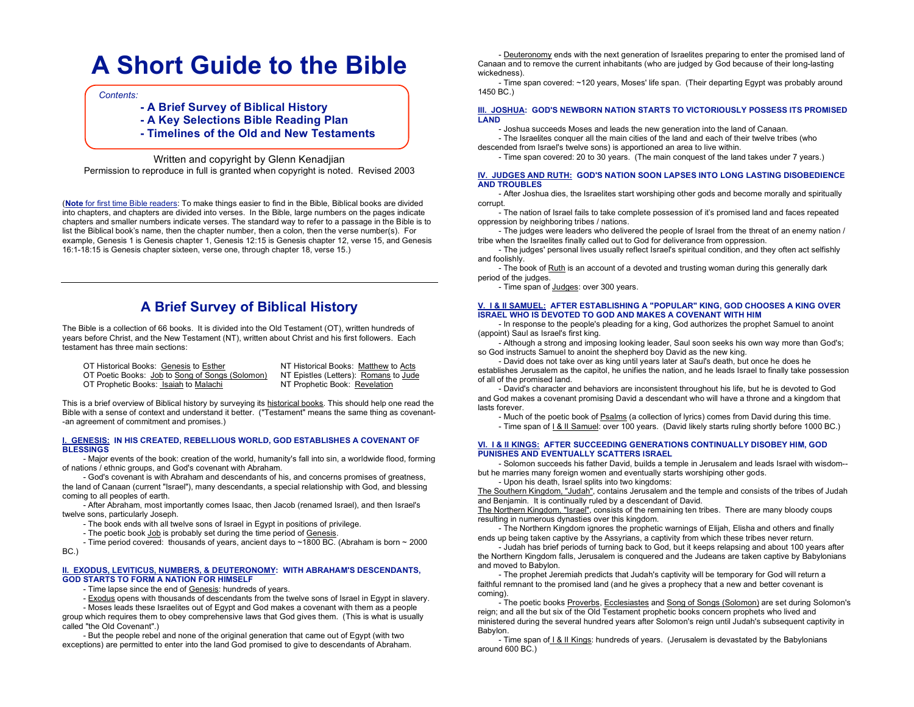# A Short Guide to the Bible

*Contents:*

- **A Brief Survey of Biblical History**
- **A Key Selections Bible Reading Plan**
- **Timelines of the Old and New Testaments**

Written and copyright by Glenn Kenadjian
Permission to reproduce in full is granted when copyright is noted. Revised 2003

(**Note** for first time Bible readers: To make things easier to find in the Bible, Biblical books are divided into chapters, and chapters are divided into verses. In the Bible, large numbers on the pages indicate chapters and smaller numbers indicate verses. The standard way to refer to a passage in the Bible is to list the Biblical book's name, then the chapter number, then a colon, then the verse number(s). For example, Genesis 1 is Genesis chapter 1, Genesis 12:15 is Genesis chapter 12, verse 15, and Genesis 16:1-18:15 is Genesis chapter sixteen, verse one, through chapter 18, verse 15.)

---

## A Brief Survey of Biblical History

The Bible is a collection of 66 books. It is divided into the Old Testament (OT), written hundreds of years before Christ, and the New Testament (NT), written about Christ and his first followers. Each testament has three main sections:

| | |
|---|---|
| OT Historical Books: Genesis to Esther | NT Historical Books: Matthew to Acts |
| OT Poetic Books: Job to Song of Songs (Solomon) | NT Epistles (Letters): Romans to Jude |
| OT Prophetic Books: Isaiah to Malachi | NT Prophetic Book: Revelation |

This is a brief overview of Biblical history by surveying its historical books. This should help one read the Bible with a sense of context and understand it better. ("Testament" means the same thing as covenant--an agreement of commitment and promises.)

### I. GENESIS: IN HIS CREATED, REBELLIOUS WORLD, GOD ESTABLISHES A COVENANT OF BLESSINGS

- Major events of the book: creation of the world, humanity's fall into sin, a worldwide flood, forming of nations / ethnic groups, and God's covenant with Abraham.
- God's covenant is with Abraham and descendants of his, and concerns promises of greatness, the land of Canaan (current "Israel"), many descendants, a special relationship with God, and blessing coming to all peoples of earth.
- After Abraham, most importantly comes Isaac, then Jacob (renamed Israel), and then Israel's twelve sons, particularly Joseph.
- The book ends with all twelve sons of Israel in Egypt in positions of privilege.
- The poetic book Job is probably set during the time period of Genesis.
- Time period covered: thousands of years, ancient days to ~1800 BC. (Abraham is born ~ 2000 BC.)

### II. EXODUS, LEVITICUS, NUMBERS, & DEUTERONOMY: WITH ABRAHAM'S DESCENDANTS, GOD STARTS TO FORM A NATION FOR HIMSELF

- Time lapse since the end of Genesis: hundreds of years.
- Exodus opens with thousands of descendants from the twelve sons of Israel in Egypt in slavery.
- Moses leads these Israelites out of Egypt and God makes a covenant with them as a people group which requires them to obey comprehensive laws that God gives them. (This is what is usually called "the Old Covenant".)
- But the people rebel and none of the original generation that came out of Egypt (with two exceptions) are permitted to enter into the land God promised to give to descendants of Abraham.
- Deuteronomy ends with the next generation of Israelites preparing to enter the promised land of Canaan and to remove the current inhabitants (who are judged by God because of their long-lasting wickedness).
- Time span covered: ~120 years, Moses' life span. (Their departing Egypt was probably around 1450 BC.)

### III. JOSHUA: GOD'S NEWBORN NATION STARTS TO VICTORIOUSLY POSSESS ITS PROMISED LAND

- Joshua succeeds Moses and leads the new generation into the land of Canaan.
- The Israelites conquer all the main cities of the land and each of their twelve tribes (who descended from Israel's twelve sons) is apportioned an area to live within.
- Time span covered: 20 to 30 years. (The main conquest of the land takes under 7 years.)

### IV. JUDGES AND RUTH: GOD'S NATION SOON LAPSES INTO LONG LASTING DISOBEDIENCE AND TROUBLES

- After Joshua dies, the Israelites start worshiping other gods and become morally and spiritually corrupt.
- The nation of Israel fails to take complete possession of it's promised land and faces repeated oppression by neighboring tribes / nations.
- The judges were leaders who delivered the people of Israel from the threat of an enemy nation / tribe when the Israelites finally called out to God for deliverance from oppression.
- The judges' personal lives usually reflect Israel's spiritual condition, and they often act selfishly and foolishly.
- The book of Ruth is an account of a devoted and trusting woman during this generally dark period of the judges.
- Time span of Judges: over 300 years.

### V. I & II SAMUEL: AFTER ESTABLISHING A "POPULAR" KING, GOD CHOOSES A KING OVER ISRAEL WHO IS DEVOTED TO GOD AND MAKES A COVENANT WITH HIM

- In response to the people's pleading for a king, God authorizes the prophet Samuel to anoint (appoint) Saul as Israel's first king.
- Although a strong and imposing looking leader, Saul soon seeks his own way more than God's; so God instructs Samuel to anoint the shepherd boy David as the new king.
- David does not take over as king until years later at Saul's death, but once he does he establishes Jerusalem as the capitol, he unifies the nation, and he leads Israel to finally take possession of all of the promised land.
- David's character and behaviors are inconsistent throughout his life, but he is devoted to God and God makes a covenant promising David a descendant who will have a throne and a kingdom that lasts forever.
- Much of the poetic book of Psalms (a collection of lyrics) comes from David during this time.
- Time span of I & II Samuel: over 100 years. (David likely starts ruling shortly before 1000 BC.)

### VI. I & II KINGS: AFTER SUCCEEDING GENERATIONS CONTINUALLY DISOBEY HIM, GOD PUNISHES AND EVENTUALLY SCATTERS ISRAEL

- Solomon succeeds his father David, builds a temple in Jerusalem and leads Israel with wisdom--but he marries many foreign women and eventually starts worshiping other gods.
- Upon his death, Israel splits into two kingdoms:

The Southern Kingdom, "Judah", contains Jerusalem and the temple and consists of the tribes of Judah and Benjamin. It is continually ruled by a descendant of David.

The Northern Kingdom, "Israel", consists of the remaining ten tribes. There are many bloody coups resulting in numerous dynasties over this kingdom.

- The Northern Kingdom ignores the prophetic warnings of Elijah, Elisha and others and finally ends up being taken captive by the Assyrians, a captivity from which these tribes never return.
- Judah has brief periods of turning back to God, but it keeps relapsing and about 100 years after the Northern Kingdom falls, Jerusalem is conquered and the Judeans are taken captive by Babylonians and moved to Babylon.
- The prophet Jeremiah predicts that Judah's captivity will be temporary for God will return a faithful remnant to the promised land (and he gives a prophecy that a new and better covenant is coming).
- The poetic books Proverbs, Ecclesiastes and Song of Songs (Solomon) are set during Solomon's reign; and all the but six of the Old Testament prophetic books concern prophets who lived and ministered during the several hundred years after Solomon's reign until Judah's subsequent captivity in Babylon.
- Time span of I & II Kings: hundreds of years. (Jerusalem is devastated by the Babylonians around 600 BC.)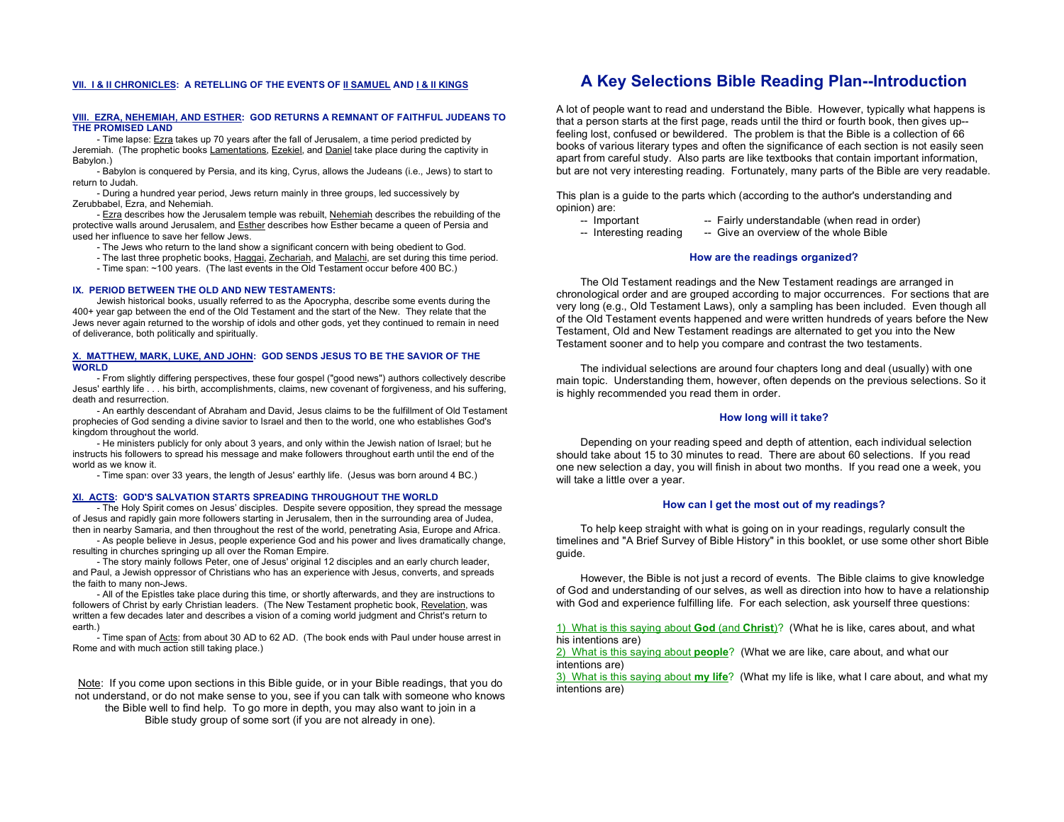### VII. I & II CHRONICLES: A RETELLING OF THE EVENTS OF II SAMUEL AND I & II KINGS

### VIII. EZRA, NEHEMIAH, AND ESTHER: GOD RETURNS A REMNANT OF FAITHFUL JUDEANS TO THE PROMISED LAND

- Time lapse: Ezra takes up 70 years after the fall of Jerusalem, a time period predicted by Jeremiah. (The prophetic books Lamentations, Ezekiel, and Daniel take place during the captivity in Babylon.)
- Babylon is conquered by Persia, and its king, Cyrus, allows the Judeans (i.e., Jews) to start to return to Judah.
- During a hundred year period, Jews return mainly in three groups, led successively by Zerubbabel, Ezra, and Nehemiah.
- Ezra describes how the Jerusalem temple was rebuilt, Nehemiah describes the rebuilding of the protective walls around Jerusalem, and Esther describes how Esther became a queen of Persia and used her influence to save her fellow Jews.
- The Jews who return to the land show a significant concern with being obedient to God.
- The last three prophetic books, Haggai, Zechariah, and Malachi, are set during this time period.
- Time span: ~100 years. (The last events in the Old Testament occur before 400 BC.)

### IX. PERIOD BETWEEN THE OLD AND NEW TESTAMENTS:

Jewish historical books, usually referred to as the Apocrypha, describe some events during the 400+ year gap between the end of the Old Testament and the start of the New. They relate that the Jews never again returned to the worship of idols and other gods, yet they continued to remain in need of deliverance, both politically and spiritually.

### X. MATTHEW, MARK, LUKE, AND JOHN: GOD SENDS JESUS TO BE THE SAVIOR OF THE WORLD

- From slightly differing perspectives, these four gospel ("good news") authors collectively describe Jesus' earthly life . . . his birth, accomplishments, claims, new covenant of forgiveness, and his suffering, death and resurrection.
- An earthly descendant of Abraham and David, Jesus claims to be the fulfillment of Old Testament prophecies of God sending a divine savior to Israel and then to the world, one who establishes God's kingdom throughout the world.
- He ministers publicly for only about 3 years, and only within the Jewish nation of Israel; but he instructs his followers to spread his message and make followers throughout earth until the end of the world as we know it.
- Time span: over 33 years, the length of Jesus' earthly life. (Jesus was born around 4 BC.)

### XI. ACTS: GOD'S SALVATION STARTS SPREADING THROUGHOUT THE WORLD

- The Holy Spirit comes on Jesus' disciples. Despite severe opposition, they spread the message of Jesus and rapidly gain more followers starting in Jerusalem, then in the surrounding area of Judea, then in nearby Samaria, and then throughout the rest of the world, penetrating Asia, Europe and Africa.
- As people believe in Jesus, people experience God and his power and lives dramatically change, resulting in churches springing up all over the Roman Empire.
- The story mainly follows Peter, one of Jesus' original 12 disciples and an early church leader, and Paul, a Jewish oppressor of Christians who has an experience with Jesus, converts, and spreads the faith to many non-Jews.
- All of the Epistles take place during this time, or shortly afterwards, and they are instructions to followers of Christ by early Christian leaders. (The New Testament prophetic book, Revelation, was written a few decades later and describes a vision of a coming world judgment and Christ's return to earth.)
- Time span of Acts: from about 30 AD to 62 AD. (The book ends with Paul under house arrest in Rome and with much action still taking place.)

Note: If you come upon sections in this Bible guide, or in your Bible readings, that you do not understand, or do not make sense to you, see if you can talk with someone who knows the Bible well to find help. To go more in depth, you may also want to join in a Bible study group of some sort (if you are not already in one).

# A Key Selections Bible Reading Plan--Introduction

A lot of people want to read and understand the Bible. However, typically what happens is that a person starts at the first page, reads until the third or fourth book, then gives up--feeling lost, confused or bewildered. The problem is that the Bible is a collection of 66 books of various literary types and often the significance of each section is not easily seen apart from careful study. Also parts are like textbooks that contain important information, but are not very interesting reading. Fortunately, many parts of the Bible are very readable.

This plan is a guide to the parts which (according to the author's understanding and opinion) are:

-- Important -- Fairly understandable (when read in order)
-- Interesting reading -- Give an overview of the whole Bible

### How are the readings organized?

The Old Testament readings and the New Testament readings are arranged in chronological order and are grouped according to major occurrences. For sections that are very long (e.g., Old Testament Laws), only a sampling has been included. Even though all of the Old Testament events happened and were written hundreds of years before the New Testament, Old and New Testament readings are alternated to get you into the New Testament sooner and to help you compare and contrast the two testaments.

The individual selections are around four chapters long and deal (usually) with one main topic. Understanding them, however, often depends on the previous selections. So it is highly recommended you read them in order.

### How long will it take?

Depending on your reading speed and depth of attention, each individual selection should take about 15 to 30 minutes to read. There are about 60 selections. If you read one new selection a day, you will finish in about two months. If you read one a week, you will take a little over a year.

### How can I get the most out of my readings?

To help keep straight with what is going on in your readings, regularly consult the timelines and "A Brief Survey of Bible History" in this booklet, or use some other short Bible guide.

However, the Bible is not just a record of events. The Bible claims to give knowledge of God and understanding of our selves, as well as direction into how to have a relationship with God and experience fulfilling life. For each selection, ask yourself three questions:

1) What is this saying about **God** (and **Christ**)? (What he is like, cares about, and what his intentions are)
2) What is this saying about **people**? (What we are like, care about, and what our intentions are)
3) What is this saying about **my life**? (What my life is like, what I care about, and what my intentions are)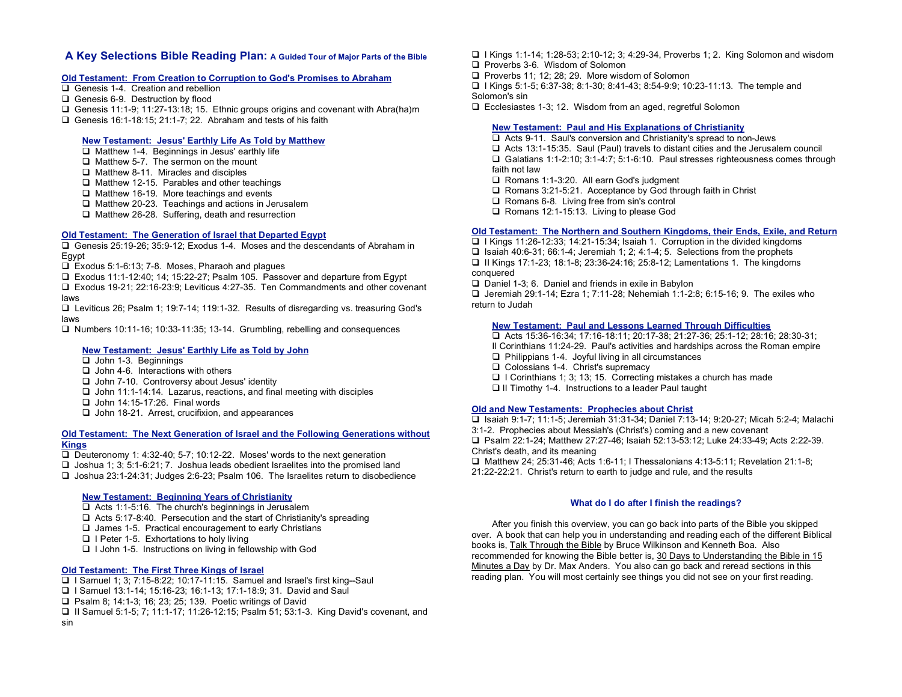## A Key Selections Bible Reading Plan: A Guided Tour of Major Parts of the Bible

### Old Testament: From Creation to Corruption to God's Promises to Abraham

- ❑ Genesis 1-4. Creation and rebellion
- ❑ Genesis 6-9. Destruction by flood
- ❑ Genesis 11:1-9; 11:27-13:18; 15. Ethnic groups origins and covenant with Abra(ha)m
- ❑ Genesis 16:1-18:15; 21:1-7; 22. Abraham and tests of his faith

### New Testament: Jesus' Earthly Life As Told by Matthew

- ❑ Matthew 1-4. Beginnings in Jesus' earthly life
- ❑ Matthew 5-7. The sermon on the mount
- ❑ Matthew 8-11. Miracles and disciples
- ❑ Matthew 12-15. Parables and other teachings
- ❑ Matthew 16-19. More teachings and events
- ❑ Matthew 20-23. Teachings and actions in Jerusalem
- ❑ Matthew 26-28. Suffering, death and resurrection

### Old Testament: The Generation of Israel that Departed Egypt

- ❑ Genesis 25:19-26; 35:9-12; Exodus 1-4. Moses and the descendants of Abraham in Egypt
- ❑ Exodus 5:1-6:13; 7-8. Moses, Pharaoh and plagues
- ❑ Exodus 11:1-12:40; 14; 15:22-27; Psalm 105. Passover and departure from Egypt
- ❑ Exodus 19-21; 22:16-23:9; Leviticus 4:27-35. Ten Commandments and other covenant laws
- ❑ Leviticus 26; Psalm 1; 19:7-14; 119:1-32. Results of disregarding vs. treasuring God's laws
- ❑ Numbers 10:11-16; 10:33-11:35; 13-14. Grumbling, rebelling and consequences

### New Testament: Jesus' Earthly Life as Told by John

- ❑ John 1-3. Beginnings
- ❑ John 4-6. Interactions with others
- ❑ John 7-10. Controversy about Jesus' identity
- ❑ John 11:1-14:14. Lazarus, reactions, and final meeting with disciples
- ❑ John 14:15-17:26. Final words
- ❑ John 18-21. Arrest, crucifixion, and appearances

### Old Testament: The Next Generation of Israel and the Following Generations without Kings

- ❑ Deuteronomy 1: 4:32-40; 5-7; 10:12-22. Moses' words to the next generation
- ❑ Joshua 1; 3; 5:1-6:21; 7. Joshua leads obedient Israelites into the promised land
- ❑ Joshua 23:1-24:31; Judges 2:6-23; Psalm 106. The Israelites return to disobedience

### New Testament: Beginning Years of Christianity

- ❑ Acts 1:1-5:16. The church's beginnings in Jerusalem
- ❑ Acts 5:17-8:40. Persecution and the start of Christianity's spreading
- ❑ James 1-5. Practical encouragement to early Christians
- ❑ I Peter 1-5. Exhortations to holy living
- ❑ I John 1-5. Instructions on living in fellowship with God

### Old Testament: The First Three Kings of Israel

- ❑ I Samuel 1; 3; 7:15-8:22; 10:17-11:15. Samuel and Israel's first king--Saul
- ❑ I Samuel 13:1-14; 15:16-23; 16:1-13; 17:1-18:9; 31. David and Saul
- ❑ Psalm 8; 14:1-3; 16; 23; 25; 139. Poetic writings of David
- ❑ II Samuel 5:1-5; 7; 11:1-17; 11:26-12:15; Psalm 51; 53:1-3. King David's covenant, and sin
- ❑ I Kings 1:1-14; 1:28-53; 2:10-12; 3; 4:29-34, Proverbs 1; 2. King Solomon and wisdom
- ❑ Proverbs 3-6. Wisdom of Solomon
- ❑ Proverbs 11; 12; 28; 29. More wisdom of Solomon
- ❑ I Kings 5:1-5; 6:37-38; 8:1-30; 8:41-43; 8:54-9:9; 10:23-11:13. The temple and Solomon's sin
- ❑ Ecclesiastes 1-3; 12. Wisdom from an aged, regretful Solomon

### New Testament: Paul and His Explanations of Christianity

- ❑ Acts 9-11. Saul's conversion and Christianity's spread to non-Jews
- ❑ Acts 13:1-15:35. Saul (Paul) travels to distant cities and the Jerusalem council
- ❑ Galatians 1:1-2:10; 3:1-4:7; 5:1-6:10. Paul stresses righteousness comes through faith not law
- ❑ Romans 1:1-3:20. All earn God's judgment
- ❑ Romans 3:21-5:21. Acceptance by God through faith in Christ
- ❑ Romans 6-8. Living free from sin's control
- ❑ Romans 12:1-15:13. Living to please God

### Old Testament: The Northern and Southern Kingdoms, their Ends, Exile, and Return

- ❑ I Kings 11:26-12:33; 14:21-15:34; Isaiah 1. Corruption in the divided kingdoms
- ❑ Isaiah 40:6-31; 66:1-4; Jeremiah 1; 2; 4:1-4; 5. Selections from the prophets
- ❑ II Kings 17:1-23; 18:1-8; 23:36-24:16; 25:8-12; Lamentations 1. The kingdoms conquered
- ❑ Daniel 1-3; 6. Daniel and friends in exile in Babylon
- ❑ Jeremiah 29:1-14; Ezra 1; 7:11-28; Nehemiah 1:1-2:8; 6:15-16; 9. The exiles who return to Judah

### New Testament: Paul and Lessons Learned Through Difficulties

- ❑ Acts 15:36-16:34; 17:16-18:11; 20:17-38; 21:27-36; 25:1-12; 28:16; 28:30-31; II Corinthians 11:24-29. Paul's activities and hardships across the Roman empire
- ❑ Philippians 1-4. Joyful living in all circumstances
- ❑ Colossians 1-4. Christ's supremacy
- ❑ I Corinthians 1; 3; 13; 15. Correcting mistakes a church has made
- ❑ II Timothy 1-4. Instructions to a leader Paul taught

### Old and New Testaments: Prophecies about Christ

- ❑ Isaiah 9:1-7; 11:1-5; Jeremiah 31:31-34; Daniel 7:13-14; 9:20-27; Micah 5:2-4; Malachi 3:1-2. Prophecies about Messiah's (Christ's) coming and a new covenant
- ❑ Psalm 22:1-24; Matthew 27:27-46; Isaiah 52:13-53:12; Luke 24:33-49; Acts 2:22-39. Christ's death, and its meaning
- ❑ Matthew 24; 25:31-46; Acts 1:6-11; I Thessalonians 4:13-5:11; Revelation 21:1-8; 21:22-22:21. Christ's return to earth to judge and rule, and the results

### What do I do after I finish the readings?

After you finish this overview, you can go back into parts of the Bible you skipped over. A book that can help you in understanding and reading each of the different Biblical books is, Talk Through the Bible by Bruce Wilkinson and Kenneth Boa. Also recommended for knowing the Bible better is, 30 Days to Understanding the Bible in 15 Minutes a Day by Dr. Max Anders. You also can go back and reread sections in this reading plan. You will most certainly see things you did not see on your first reading.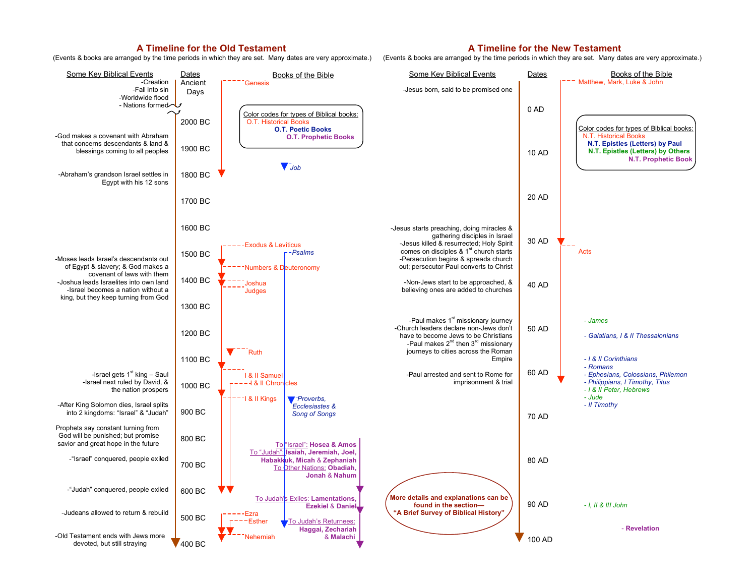# A Timeline for the Old Testament

(Events & books are arranged by the time periods in which they are set. Many dates are very approximate.)

Some Key Biblical Events | Dates | Books of the Bible

-Creation
-Fall into sin
-Worldwide flood
- Nations formed

Ancient Days

Genesis

Color codes for types of Biblical books:
O.T. Historical Books
**O.T. Poetic Books**
**O.T. Prophetic Books**

2000 BC

-God makes a covenant with Abraham that concerns descendants & land & blessings coming to all peoples

1900 BC

*Job*

-Abraham's grandson Israel settles in Egypt with his 12 sons

1800 BC

1700 BC

1600 BC

Exodus & Leviticus

*Psalms*

1500 BC

-Moses leads Israel's descendants out of Egypt & slavery; & God makes a covenant of laws with them
-Joshua leads Israelites into own land
-Israel becomes a nation without a king, but they keep turning from God

Numbers & Deuteronomy

1400 BC

Joshua
Judges

1300 BC

1200 BC

Ruth

1100 BC

-Israel gets 1st king – Saul
-Israel next ruled by David, & the nation prospers

I & II Samuel
I & II Chronicles

1000 BC

I & II Kings

*Proverbs, Ecclesiastes & Song of Songs*

-After King Solomon dies, Israel splits into 2 kingdoms: "Israel" & "Judah"

900 BC

Prophets say constant turning from God will be punished; but promise savior and great hope in the future

800 BC

To "Israel": **Hosea & Amos**
To "Judah": **Isaiah, Jeremiah, Joel, Habakkuk, Micah & Zephaniah**
To Other Nations: **Obadiah, Jonah & Nahum**

-"Israel" conquered, people exiled

700 BC

-"Judah" conquered, people exiled

600 BC

To Judah's Exiles: **Lamentations, Ezekiel & Daniel**

-Judeans allowed to return & rebuild

500 BC

Ezra
Esther

To Judah's Returnees: **Haggai, Zechariah & Malachi**

-Old Testament ends with Jews more devoted, but still straying

Nehemiah

400 BC

# A Timeline for the New Testament

(Events & books are arranged by the time periods in which they are set. Many dates are very approximate.)

Some Key Biblical Events | Dates | Books of the Bible

Matthew, Mark, Luke & John

-Jesus born, said to be promised one

0 AD

Color codes for types of Biblical books:
N.T. Historical Books
**N.T. Epistles (Letters) by Paul**
**N.T. Epistles (Letters) by Others**
**N.T. Prophetic Book**

10 AD

20 AD

-Jesus starts preaching, doing miracles & gathering disciples in Israel
-Jesus killed & resurrected; Holy Spirit comes on disciples & 1st church starts
-Persecution begins & spreads church out; persecutor Paul converts to Christ

30 AD

Acts

-Non-Jews start to be approached, & believing ones are added to churches

40 AD

-Paul makes 1st missionary journey
-Church leaders declare non-Jews don't have to become Jews to be Christians
-Paul makes 2nd then 3rd missionary journeys to cities across the Roman Empire

*- James*

50 AD

*- Galatians, I & II Thessalonians*

*- I & II Corinthians*
*- Romans*

-Paul arrested and sent to Rome for imprisonment & trial

60 AD

*- Ephesians, Colossians, Philemon*
*- Philippians, I Timothy, Titus*
*- I & II Peter, Hebrews*
*- Jude*
*- II Timothy*

70 AD

80 AD

**More details and explanations can be found in the section— "A Brief Survey of Biblical History"**

90 AD

*- I, II & III John*

**- Revelation**

100 AD